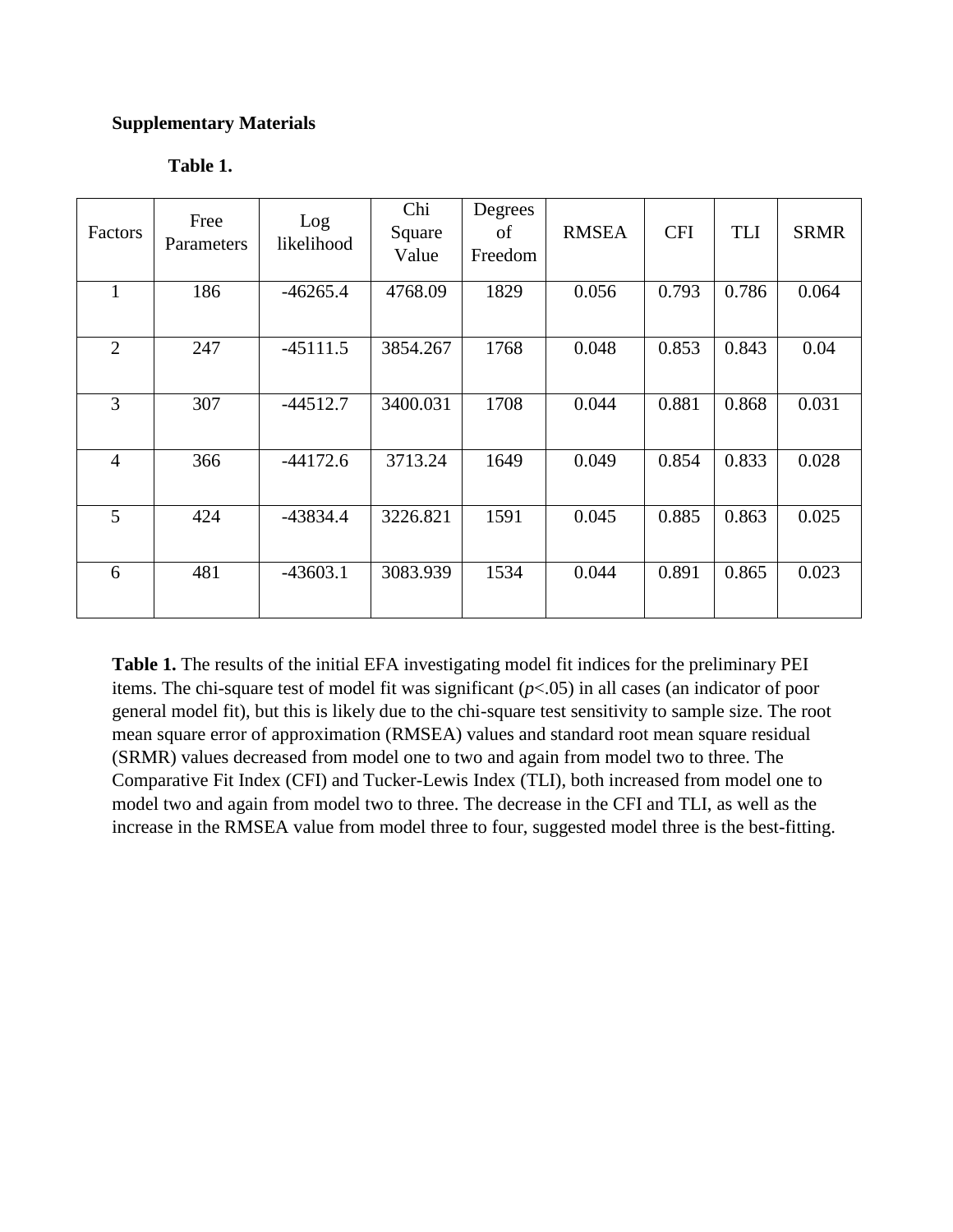**Supplementary Materials**

**Table 1.**

| Factors | Free Parameters | Log likelihood | Chi Square Value | Degrees of Freedom | RMSEA | CFI | TLI | SRMR |
|---|---|---|---|---|---|---|---|---|
| 1 | 186 | -46265.4 | 4768.09 | 1829 | 0.056 | 0.793 | 0.786 | 0.064 |
| 2 | 247 | -45111.5 | 3854.267 | 1768 | 0.048 | 0.853 | 0.843 | 0.04 |
| 3 | 307 | -44512.7 | 3400.031 | 1708 | 0.044 | 0.881 | 0.868 | 0.031 |
| 4 | 366 | -44172.6 | 3713.24 | 1649 | 0.049 | 0.854 | 0.833 | 0.028 |
| 5 | 424 | -43834.4 | 3226.821 | 1591 | 0.045 | 0.885 | 0.863 | 0.025 |
| 6 | 481 | -43603.1 | 3083.939 | 1534 | 0.044 | 0.891 | 0.865 | 0.023 |

**Table 1.** The results of the initial EFA investigating model fit indices for the preliminary PEI items. The chi-square test of model fit was significant ($p<.05$) in all cases (an indicator of poor general model fit), but this is likely due to the chi-square test sensitivity to sample size. The root mean square error of approximation (RMSEA) values and standard root mean square residual (SRMR) values decreased from model one to two and again from model two to three. The Comparative Fit Index (CFI) and Tucker-Lewis Index (TLI), both increased from model one to model two and again from model two to three. The decrease in the CFI and TLI, as well as the increase in the RMSEA value from model three to four, suggested model three is the best-fitting.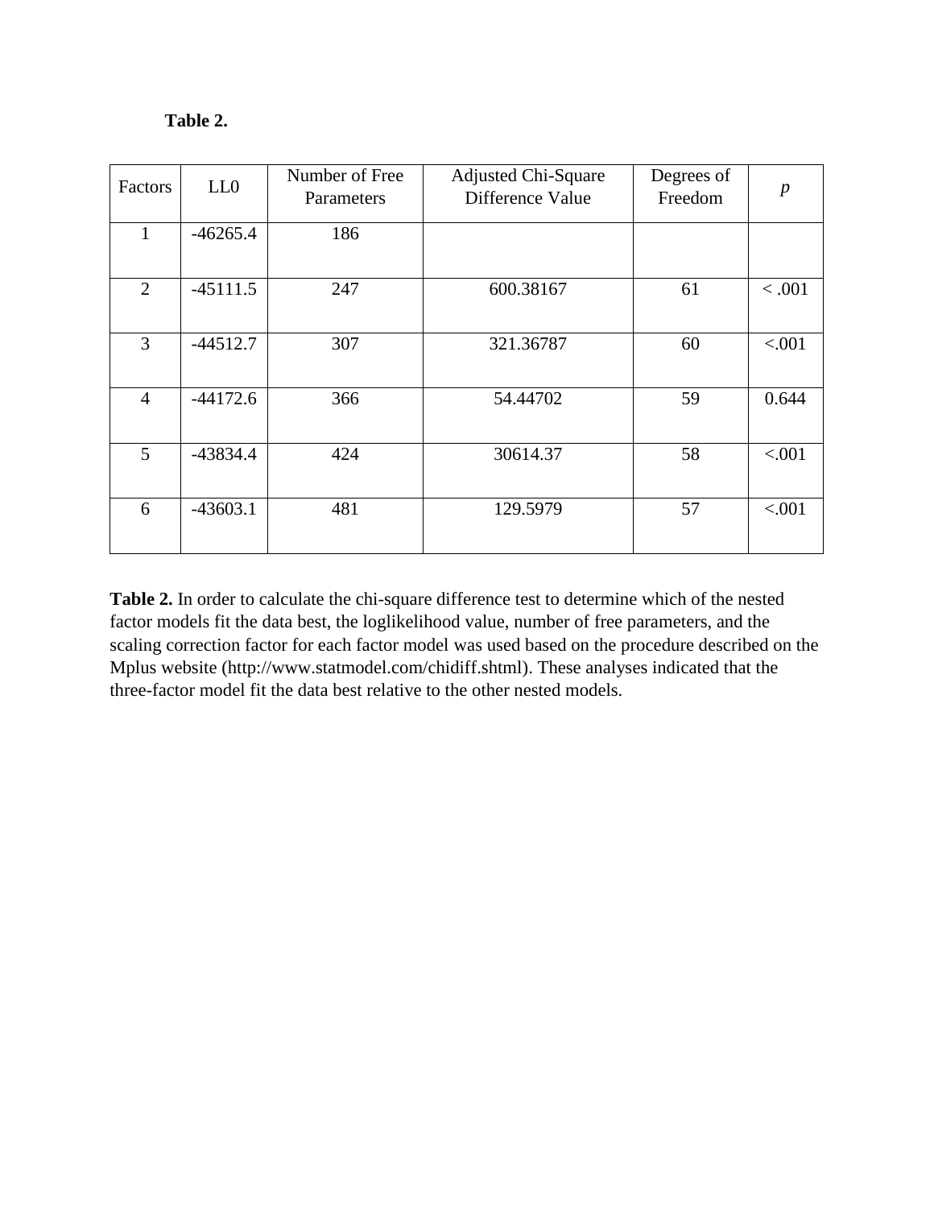**Table 2.**

| Factors | LL0 | Number of Free Parameters | Adjusted Chi-Square Difference Value | Degrees of Freedom | *p* |
|---|---|---|---|---|---|
| 1 | -46265.4 | 186 | | | |
| 2 | -45111.5 | 247 | 600.38167 | 61 | < .001 |
| 3 | -44512.7 | 307 | 321.36787 | 60 | <.001 |
| 4 | -44172.6 | 366 | 54.44702 | 59 | 0.644 |
| 5 | -43834.4 | 424 | 30614.37 | 58 | <.001 |
| 6 | -43603.1 | 481 | 129.5979 | 57 | <.001 |

**Table 2.** In order to calculate the chi-square difference test to determine which of the nested factor models fit the data best, the loglikelihood value, number of free parameters, and the scaling correction factor for each factor model was used based on the procedure described on the Mplus website (http://www.statmodel.com/chidiff.shtml). These analyses indicated that the three-factor model fit the data best relative to the other nested models.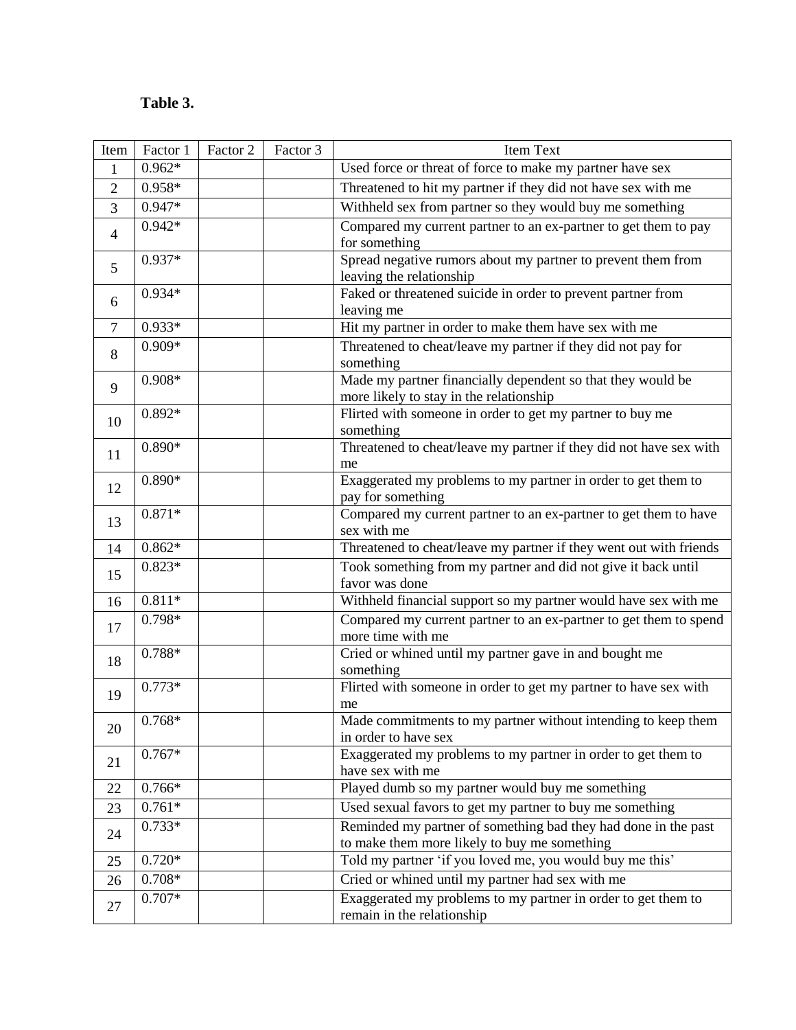**Table 3.**

| Item | Factor 1 | Factor 2 | Factor 3 | Item Text |
|---|---|---|---|---|
| 1 | 0.962* | | | Used force or threat of force to make my partner have sex |
| 2 | 0.958* | | | Threatened to hit my partner if they did not have sex with me |
| 3 | 0.947* | | | Withheld sex from partner so they would buy me something |
| 4 | 0.942* | | | Compared my current partner to an ex-partner to get them to pay for something |
| 5 | 0.937* | | | Spread negative rumors about my partner to prevent them from leaving the relationship |
| 6 | 0.934* | | | Faked or threatened suicide in order to prevent partner from leaving me |
| 7 | 0.933* | | | Hit my partner in order to make them have sex with me |
| 8 | 0.909* | | | Threatened to cheat/leave my partner if they did not pay for something |
| 9 | 0.908* | | | Made my partner financially dependent so that they would be more likely to stay in the relationship |
| 10 | 0.892* | | | Flirted with someone in order to get my partner to buy me something |
| 11 | 0.890* | | | Threatened to cheat/leave my partner if they did not have sex with me |
| 12 | 0.890* | | | Exaggerated my problems to my partner in order to get them to pay for something |
| 13 | 0.871* | | | Compared my current partner to an ex-partner to get them to have sex with me |
| 14 | 0.862* | | | Threatened to cheat/leave my partner if they went out with friends |
| 15 | 0.823* | | | Took something from my partner and did not give it back until favor was done |
| 16 | 0.811* | | | Withheld financial support so my partner would have sex with me |
| 17 | 0.798* | | | Compared my current partner to an ex-partner to get them to spend more time with me |
| 18 | 0.788* | | | Cried or whined until my partner gave in and bought me something |
| 19 | 0.773* | | | Flirted with someone in order to get my partner to have sex with me |
| 20 | 0.768* | | | Made commitments to my partner without intending to keep them in order to have sex |
| 21 | 0.767* | | | Exaggerated my problems to my partner in order to get them to have sex with me |
| 22 | 0.766* | | | Played dumb so my partner would buy me something |
| 23 | 0.761* | | | Used sexual favors to get my partner to buy me something |
| 24 | 0.733* | | | Reminded my partner of something bad they had done in the past to make them more likely to buy me something |
| 25 | 0.720* | | | Told my partner 'if you loved me, you would buy me this' |
| 26 | 0.708* | | | Cried or whined until my partner had sex with me |
| 27 | 0.707* | | | Exaggerated my problems to my partner in order to get them to remain in the relationship |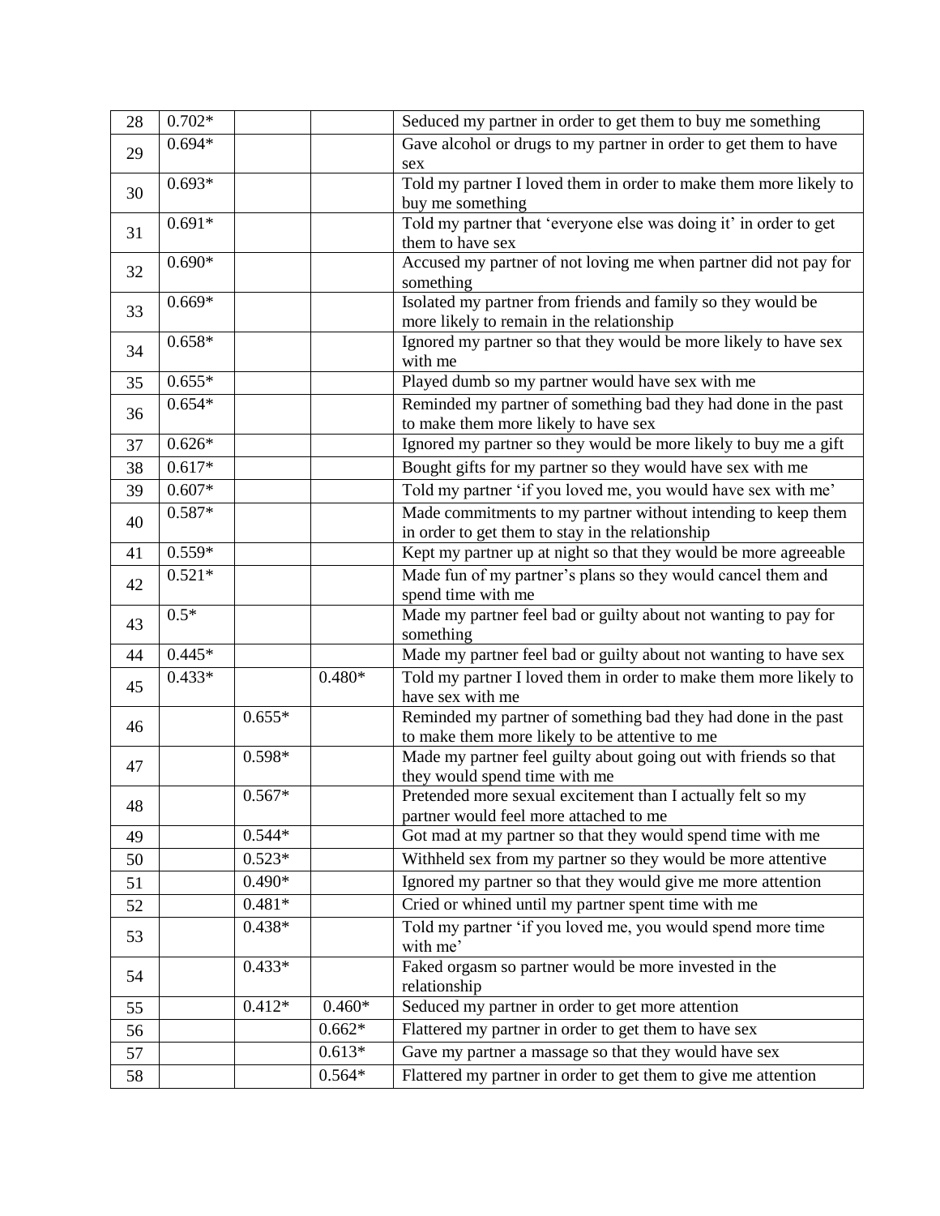| | | | | |
|---|---|---|---|---|
| 28 | 0.702* | | | Seduced my partner in order to get them to buy me something |
| 29 | 0.694* | | | Gave alcohol or drugs to my partner in order to get them to have sex |
| 30 | 0.693* | | | Told my partner I loved them in order to make them more likely to buy me something |
| 31 | 0.691* | | | Told my partner that 'everyone else was doing it' in order to get them to have sex |
| 32 | 0.690* | | | Accused my partner of not loving me when partner did not pay for something |
| 33 | 0.669* | | | Isolated my partner from friends and family so they would be more likely to remain in the relationship |
| 34 | 0.658* | | | Ignored my partner so that they would be more likely to have sex with me |
| 35 | 0.655* | | | Played dumb so my partner would have sex with me |
| 36 | 0.654* | | | Reminded my partner of something bad they had done in the past to make them more likely to have sex |
| 37 | 0.626* | | | Ignored my partner so they would be more likely to buy me a gift |
| 38 | 0.617* | | | Bought gifts for my partner so they would have sex with me |
| 39 | 0.607* | | | Told my partner 'if you loved me, you would have sex with me' |
| 40 | 0.587* | | | Made commitments to my partner without intending to keep them in order to get them to stay in the relationship |
| 41 | 0.559* | | | Kept my partner up at night so that they would be more agreeable |
| 42 | 0.521* | | | Made fun of my partner's plans so they would cancel them and spend time with me |
| 43 | 0.5* | | | Made my partner feel bad or guilty about not wanting to pay for something |
| 44 | 0.445* | | | Made my partner feel bad or guilty about not wanting to have sex |
| 45 | 0.433* | | 0.480* | Told my partner I loved them in order to make them more likely to have sex with me |
| 46 | | 0.655* | | Reminded my partner of something bad they had done in the past to make them more likely to be attentive to me |
| 47 | | 0.598* | | Made my partner feel guilty about going out with friends so that they would spend time with me |
| 48 | | 0.567* | | Pretended more sexual excitement than I actually felt so my partner would feel more attached to me |
| 49 | | 0.544* | | Got mad at my partner so that they would spend time with me |
| 50 | | 0.523* | | Withheld sex from my partner so they would be more attentive |
| 51 | | 0.490* | | Ignored my partner so that they would give me more attention |
| 52 | | 0.481* | | Cried or whined until my partner spent time with me |
| 53 | | 0.438* | | Told my partner 'if you loved me, you would spend more time with me' |
| 54 | | 0.433* | | Faked orgasm so partner would be more invested in the relationship |
| 55 | | 0.412* | 0.460* | Seduced my partner in order to get more attention |
| 56 | | | 0.662* | Flattered my partner in order to get them to have sex |
| 57 | | | 0.613* | Gave my partner a massage so that they would have sex |
| 58 | | | 0.564* | Flattered my partner in order to get them to give me attention |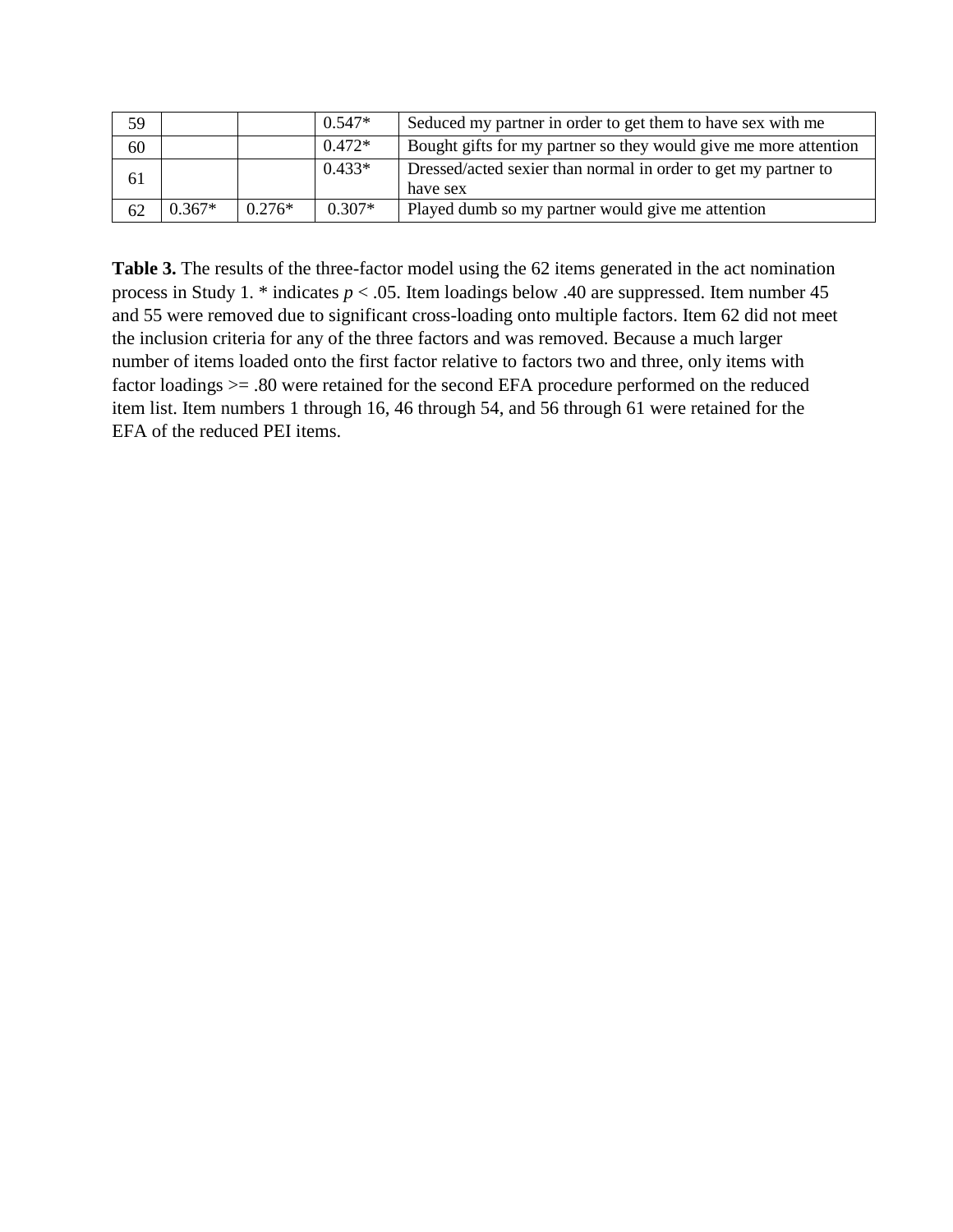| | | | | |
|---|---|---|---|---|
| 59 | | | 0.547* | Seduced my partner in order to get them to have sex with me |
| 60 | | | 0.472* | Bought gifts for my partner so they would give me more attention |
| 61 | | | 0.433* | Dressed/acted sexier than normal in order to get my partner to have sex |
| 62 | 0.367* | 0.276* | 0.307* | Played dumb so my partner would give me attention |

**Table 3.** The results of the three-factor model using the 62 items generated in the act nomination process in Study 1. * indicates $p < .05$. Item loadings below .40 are suppressed. Item number 45 and 55 were removed due to significant cross-loading onto multiple factors. Item 62 did not meet the inclusion criteria for any of the three factors and was removed. Because a much larger number of items loaded onto the first factor relative to factors two and three, only items with factor loadings >= .80 were retained for the second EFA procedure performed on the reduced item list. Item numbers 1 through 16, 46 through 54, and 56 through 61 were retained for the EFA of the reduced PEI items.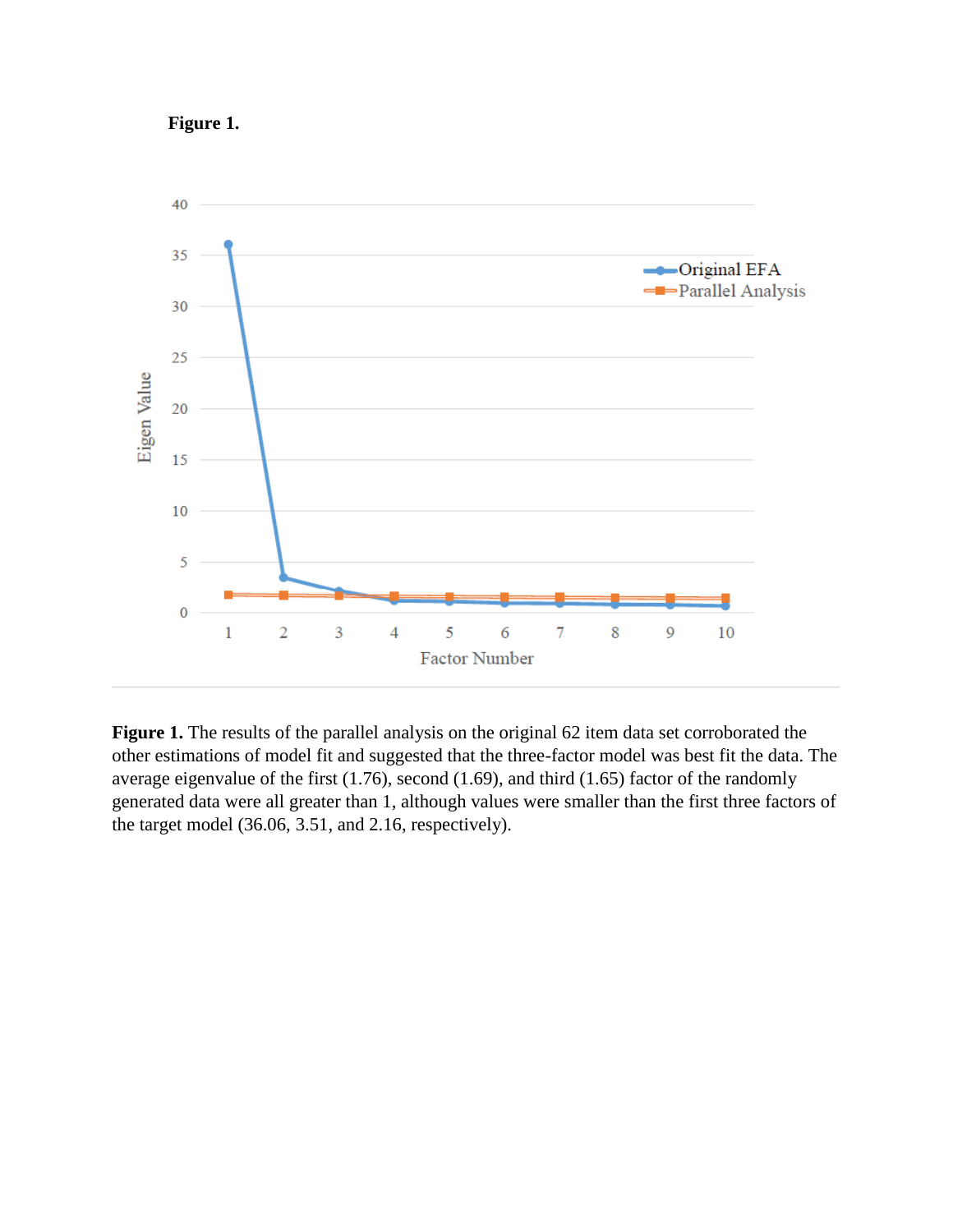**Figure 1.**

**Figure 1.** The results of the parallel analysis on the original 62 item data set corroborated the other estimations of model fit and suggested that the three-factor model was best fit the data. The average eigenvalue of the first (1.76), second (1.69), and third (1.65) factor of the randomly generated data were all greater than 1, although values were smaller than the first three factors of the target model (36.06, 3.51, and 2.16, respectively).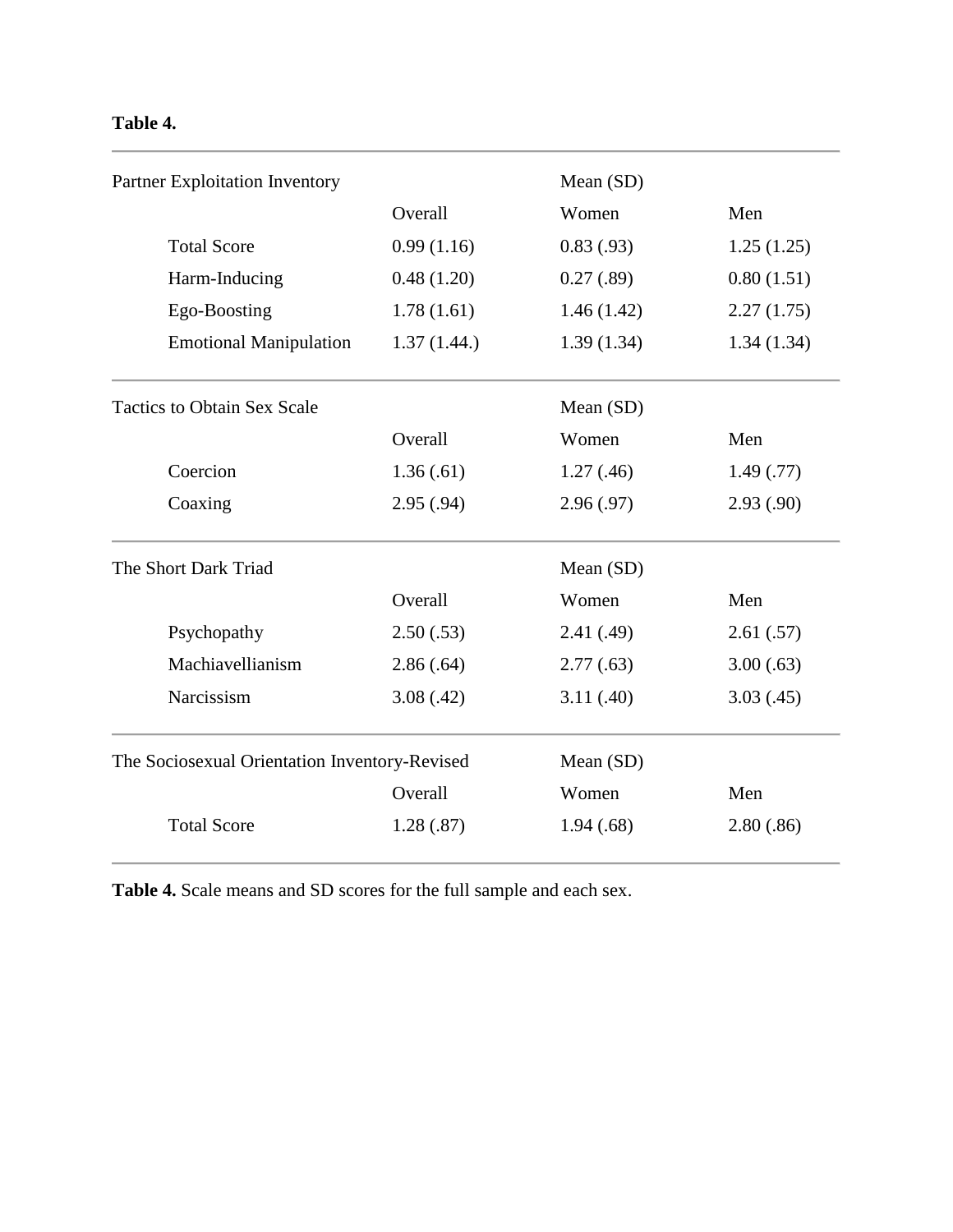**Table 4.**

| Partner Exploitation Inventory | | Mean (SD) | |
|---|---|---|---|
| | Overall | Women | Men |
| Total Score | 0.99 (1.16) | 0.83 (.93) | 1.25 (1.25) |
| Harm-Inducing | 0.48 (1.20) | 0.27 (.89) | 0.80 (1.51) |
| Ego-Boosting | 1.78 (1.61) | 1.46 (1.42) | 2.27 (1.75) |
| Emotional Manipulation | 1.37 (1.44.) | 1.39 (1.34) | 1.34 (1.34) |
| **Tactics to Obtain Sex Scale** | | **Mean (SD)** | |
| | Overall | Women | Men |
| Coercion | 1.36 (.61) | 1.27 (.46) | 1.49 (.77) |
| Coaxing | 2.95 (.94) | 2.96 (.97) | 2.93 (.90) |
| **The Short Dark Triad** | | **Mean (SD)** | |
| | Overall | Women | Men |
| Psychopathy | 2.50 (.53) | 2.41 (.49) | 2.61 (.57) |
| Machiavellianism | 2.86 (.64) | 2.77 (.63) | 3.00 (.63) |
| Narcissism | 3.08 (.42) | 3.11 (.40) | 3.03 (.45) |
| **The Sociosexual Orientation Inventory-Revised** | | **Mean (SD)** | |
| | Overall | Women | Men |
| Total Score | 1.28 (.87) | 1.94 (.68) | 2.80 (.86) |

**Table 4.** Scale means and SD scores for the full sample and each sex.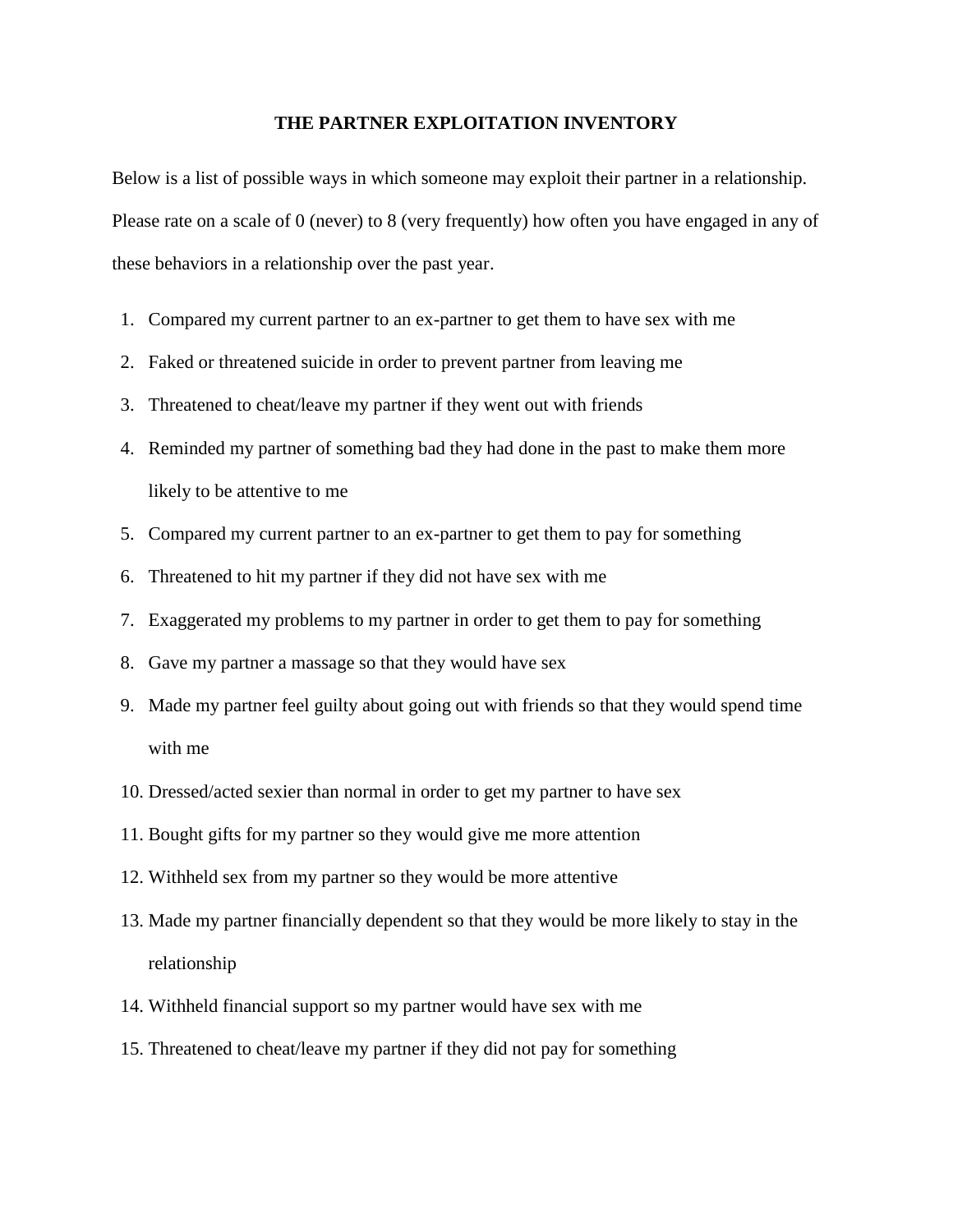## THE PARTNER EXPLOITATION INVENTORY

Below is a list of possible ways in which someone may exploit their partner in a relationship. Please rate on a scale of 0 (never) to 8 (very frequently) how often you have engaged in any of these behaviors in a relationship over the past year.

1. Compared my current partner to an ex-partner to get them to have sex with me
2. Faked or threatened suicide in order to prevent partner from leaving me
3. Threatened to cheat/leave my partner if they went out with friends
4. Reminded my partner of something bad they had done in the past to make them more likely to be attentive to me
5. Compared my current partner to an ex-partner to get them to pay for something
6. Threatened to hit my partner if they did not have sex with me
7. Exaggerated my problems to my partner in order to get them to pay for something
8. Gave my partner a massage so that they would have sex
9. Made my partner feel guilty about going out with friends so that they would spend time with me
10. Dressed/acted sexier than normal in order to get my partner to have sex
11. Bought gifts for my partner so they would give me more attention
12. Withheld sex from my partner so they would be more attentive
13. Made my partner financially dependent so that they would be more likely to stay in the relationship
14. Withheld financial support so my partner would have sex with me
15. Threatened to cheat/leave my partner if they did not pay for something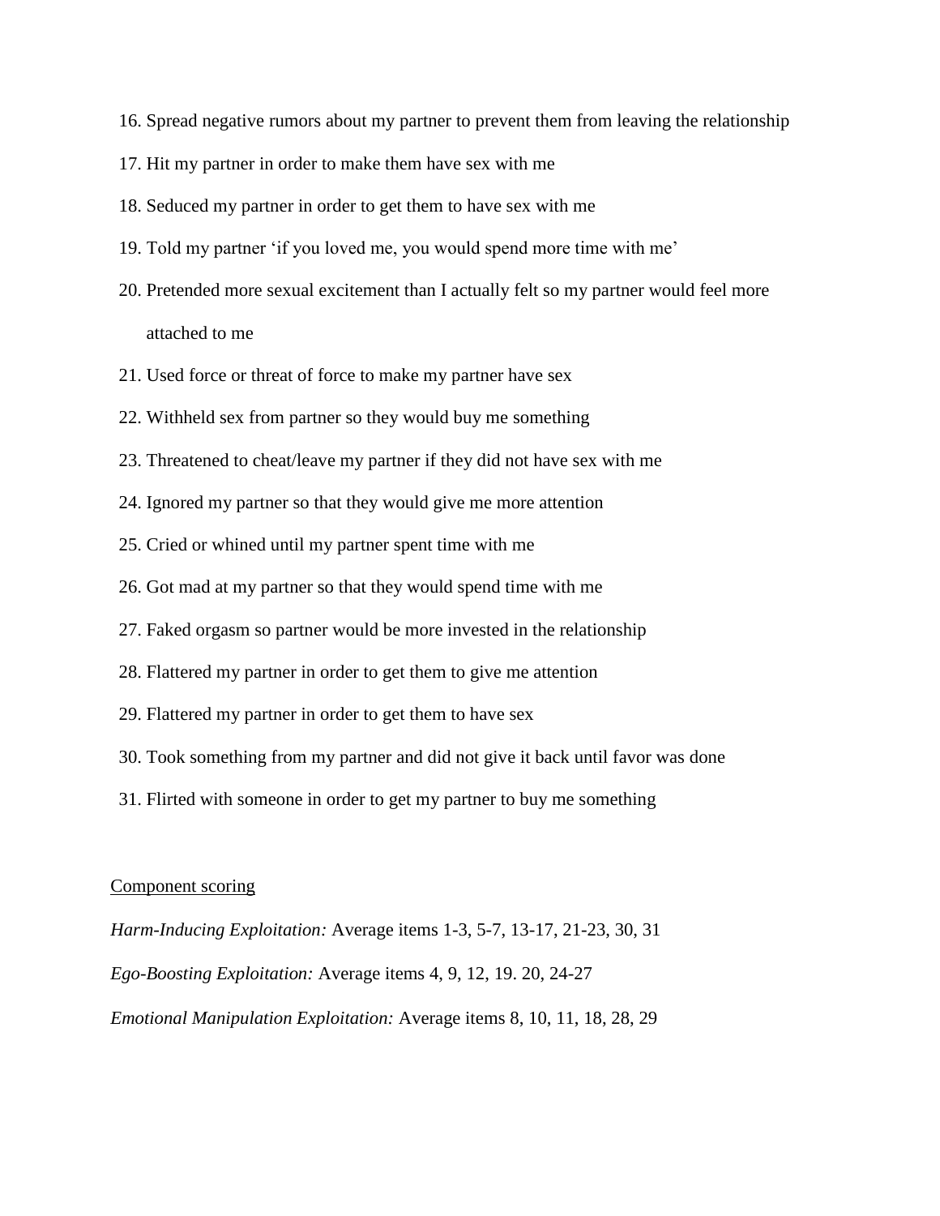16. Spread negative rumors about my partner to prevent them from leaving the relationship
17. Hit my partner in order to make them have sex with me
18. Seduced my partner in order to get them to have sex with me
19. Told my partner 'if you loved me, you would spend more time with me'
20. Pretended more sexual excitement than I actually felt so my partner would feel more attached to me
21. Used force or threat of force to make my partner have sex
22. Withheld sex from partner so they would buy me something
23. Threatened to cheat/leave my partner if they did not have sex with me
24. Ignored my partner so that they would give me more attention
25. Cried or whined until my partner spent time with me
26. Got mad at my partner so that they would spend time with me
27. Faked orgasm so partner would be more invested in the relationship
28. Flattered my partner in order to get them to give me attention
29. Flattered my partner in order to get them to have sex
30. Took something from my partner and did not give it back until favor was done
31. Flirted with someone in order to get my partner to buy me something

<u>Component scoring</u>

*Harm-Inducing Exploitation:* Average items 1-3, 5-7, 13-17, 21-23, 30, 31

*Ego-Boosting Exploitation:* Average items 4, 9, 12, 19. 20, 24-27

*Emotional Manipulation Exploitation:* Average items 8, 10, 11, 18, 28, 29